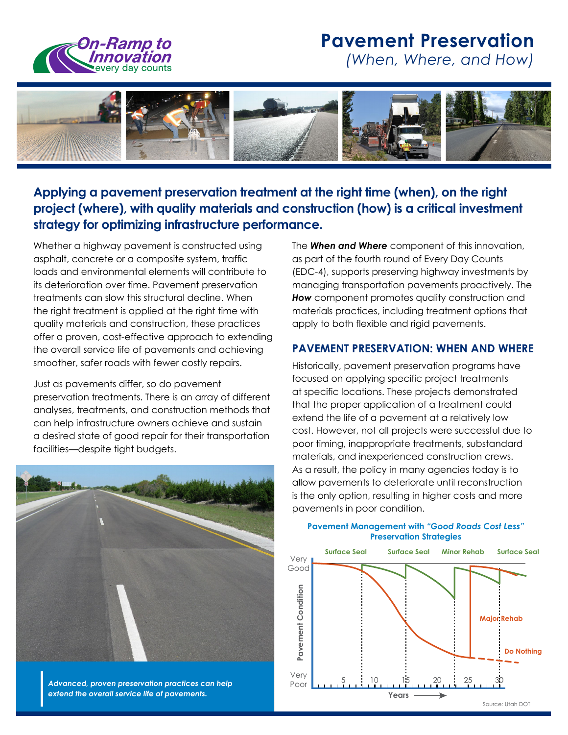# Pavement Preservation

*(When, Where, and How)*

**Applying a pavement preservation treatment at the right time (when), on the right project (where), with quality materials and construction (how) is a critical investment strategy for optimizing infrastructure performance.**

Whether a highway pavement is constructed using asphalt, concrete or a composite system, traffic loads and environmental elements will contribute to its deterioration over time. Pavement preservation treatments can slow this structural decline. When the right treatment is applied at the right time with quality materials and construction, these practices offer a proven, cost-effective approach to extending the overall service life of pavements and achieving smoother, safer roads with fewer costly repairs.

Just as pavements differ, so do pavement preservation treatments. There is an array of different analyses, treatments, and construction methods that can help infrastructure owners achieve and sustain a desired state of good repair for their transportation facilities—despite tight budgets.

*Advanced, proven preservation practices can help extend the overall service life of pavements.*

The ***When and Where*** component of this innovation, as part of the fourth round of Every Day Counts (EDC-4), supports preserving highway investments by managing transportation pavements proactively. The ***How*** component promotes quality construction and materials practices, including treatment options that apply to both flexible and rigid pavements.

## PAVEMENT PRESERVATION: WHEN AND WHERE

Historically, pavement preservation programs have focused on applying specific project treatments at specific locations. These projects demonstrated that the proper application of a treatment could extend the life of a pavement at a relatively low cost. However, not all projects were successful due to poor timing, inappropriate treatments, substandard materials, and inexperienced construction crews. As a result, the policy in many agencies today is to allow pavements to deteriorate until reconstruction is the only option, resulting in higher costs and more pavements in poor condition.

**Pavement Management with *"Good Roads Cost Less"* Preservation Strategies**

Source: Utah DOT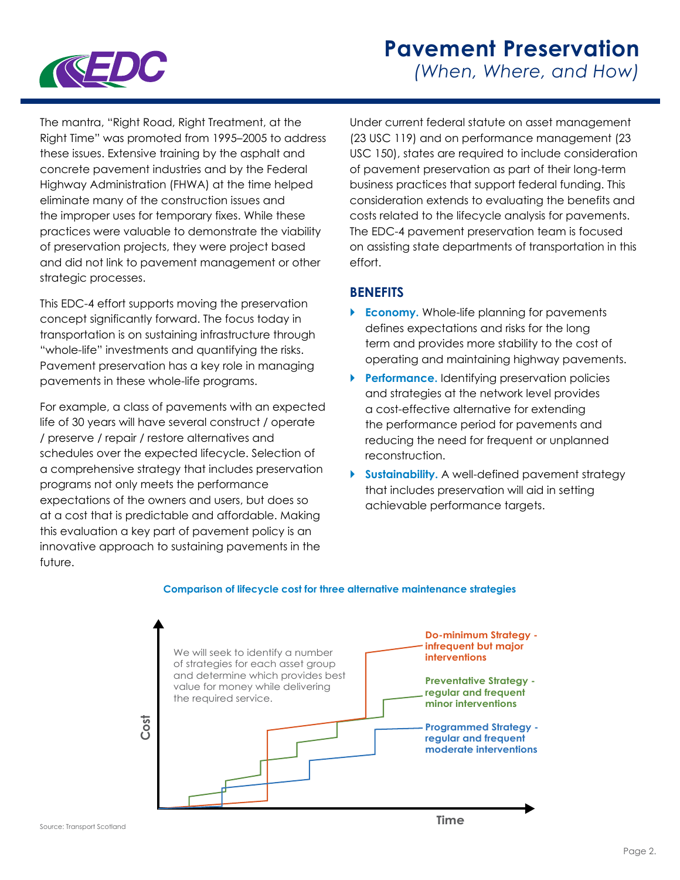# Pavement Preservation

*(When, Where, and How)*

The mantra, "Right Road, Right Treatment, at the Right Time" was promoted from 1995–2005 to address these issues. Extensive training by the asphalt and concrete pavement industries and by the Federal Highway Administration (FHWA) at the time helped eliminate many of the construction issues and the improper uses for temporary fixes. While these practices were valuable to demonstrate the viability of preservation projects, they were project based and did not link to pavement management or other strategic processes.

This EDC-4 effort supports moving the preservation concept significantly forward. The focus today in transportation is on sustaining infrastructure through "whole-life" investments and quantifying the risks. Pavement preservation has a key role in managing pavements in these whole-life programs.

For example, a class of pavements with an expected life of 30 years will have several construct / operate / preserve / repair / restore alternatives and schedules over the expected lifecycle. Selection of a comprehensive strategy that includes preservation programs not only meets the performance expectations of the owners and users, but does so at a cost that is predictable and affordable. Making this evaluation a key part of pavement policy is an innovative approach to sustaining pavements in the future.

Under current federal statute on asset management (23 USC 119) and on performance management (23 USC 150), states are required to include consideration of pavement preservation as part of their long-term business practices that support federal funding. This consideration extends to evaluating the benefits and costs related to the lifecycle analysis for pavements. The EDC-4 pavement preservation team is focused on assisting state departments of transportation in this effort.

## BENEFITS

- **Economy.** Whole-life planning for pavements defines expectations and risks for the long term and provides more stability to the cost of operating and maintaining highway pavements.
- **Performance.** Identifying preservation policies and strategies at the network level provides a cost-effective alternative for extending the performance period for pavements and reducing the need for frequent or unplanned reconstruction.
- **Sustainability.** A well-defined pavement strategy that includes preservation will aid in setting achievable performance targets.

**Comparison of lifecycle cost for three alternative maintenance strategies**

We will seek to identify a number of strategies for each asset group and determine which provides best value for money while delivering the required service.

- **Do-minimum Strategy - infrequent but major interventions**
- **Preventative Strategy - regular and frequent minor interventions**
- **Programmed Strategy - regular and frequent moderate interventions**

Cost / Time

Source: Transport Scotland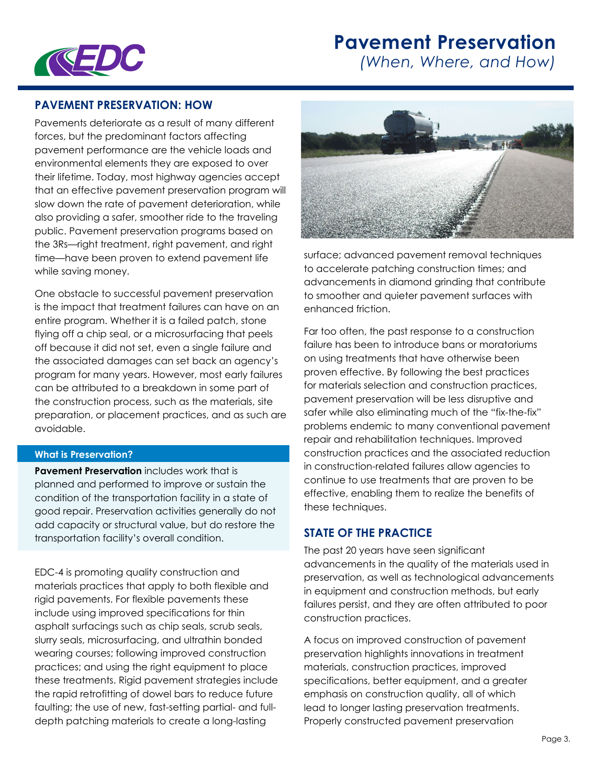## PAVEMENT PRESERVATION: HOW

Pavements deteriorate as a result of many different forces, but the predominant factors affecting pavement performance are the vehicle loads and environmental elements they are exposed to over their lifetime. Today, most highway agencies accept that an effective pavement preservation program will slow down the rate of pavement deterioration, while also providing a safer, smoother ride to the traveling public. Pavement preservation programs based on the 3Rs—right treatment, right pavement, and right time—have been proven to extend pavement life while saving money.

One obstacle to successful pavement preservation is the impact that treatment failures can have on an entire program. Whether it is a failed patch, stone flying off a chip seal, or a microsurfacing that peels off because it did not set, even a single failure and the associated damages can set back an agency's program for many years. However, most early failures can be attributed to a breakdown in some part of the construction process, such as the materials, site preparation, or placement practices, and as such are avoidable.

**What is Preservation?**

**Pavement Preservation** includes work that is planned and performed to improve or sustain the condition of the transportation facility in a state of good repair. Preservation activities generally do not add capacity or structural value, but do restore the transportation facility's overall condition.

EDC-4 is promoting quality construction and materials practices that apply to both flexible and rigid pavements. For flexible pavements these include using improved specifications for thin asphalt surfacings such as chip seals, scrub seals, slurry seals, microsurfacing, and ultrathin bonded wearing courses; following improved construction practices; and using the right equipment to place these treatments. Rigid pavement strategies include the rapid retrofitting of dowel bars to reduce future faulting; the use of new, fast-setting partial- and full-depth patching materials to create a long-lasting surface; advanced pavement removal techniques to accelerate patching construction times; and advancements in diamond grinding that contribute to smoother and quieter pavement surfaces with enhanced friction.

Far too often, the past response to a construction failure has been to introduce bans or moratoriums on using treatments that have otherwise been proven effective. By following the best practices for materials selection and construction practices, pavement preservation will be less disruptive and safer while also eliminating much of the "fix-the-fix" problems endemic to many conventional pavement repair and rehabilitation techniques. Improved construction practices and the associated reduction in construction-related failures allow agencies to continue to use treatments that are proven to be effective, enabling them to realize the benefits of these techniques.

## STATE OF THE PRACTICE

The past 20 years have seen significant advancements in the quality of the materials used in preservation, as well as technological advancements in equipment and construction methods, but early failures persist, and they are often attributed to poor construction practices.

A focus on improved construction of pavement preservation highlights innovations in treatment materials, construction practices, improved specifications, better equipment, and a greater emphasis on construction quality, all of which lead to longer lasting preservation treatments. Properly constructed pavement preservation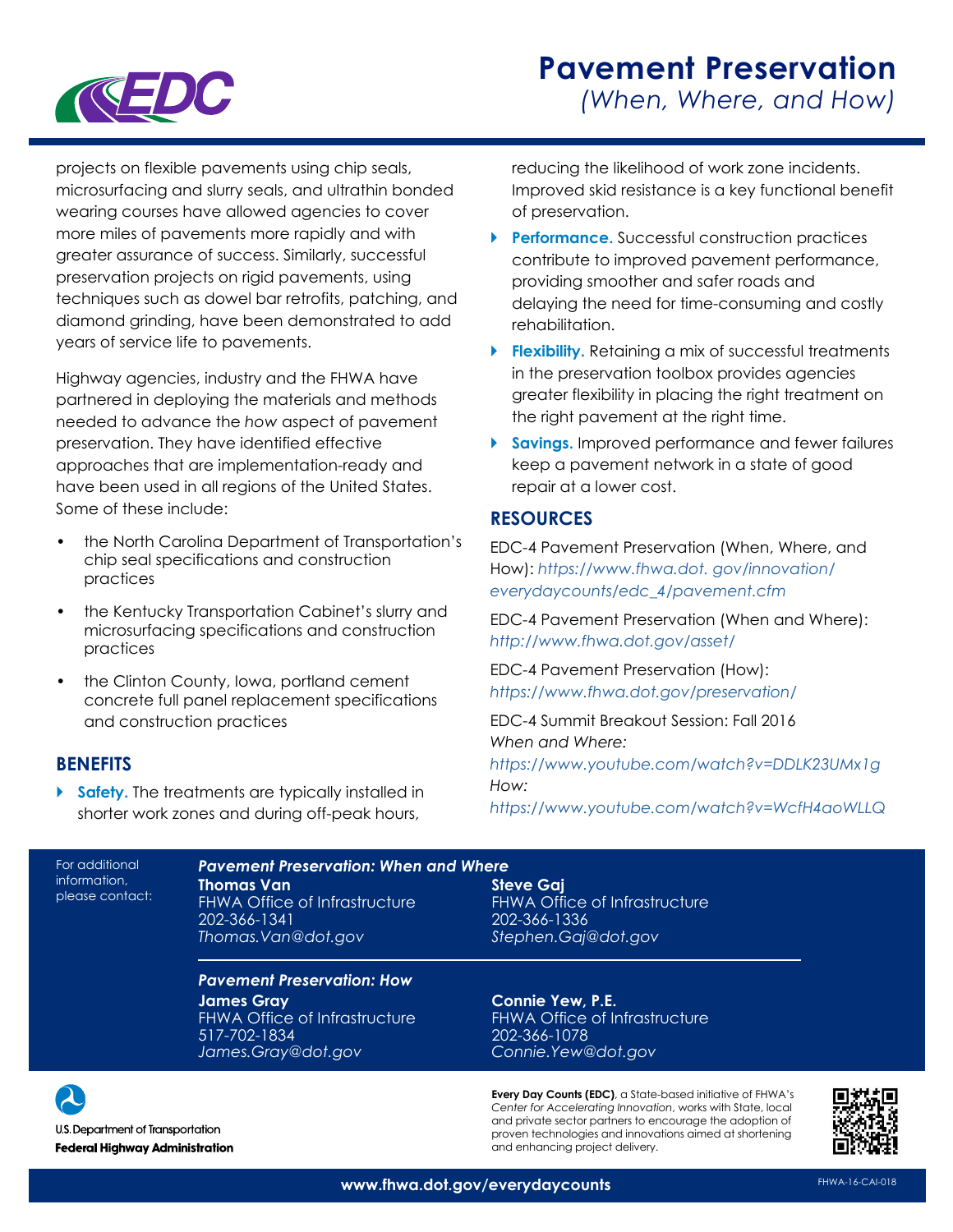projects on flexible pavements using chip seals, microsurfacing and slurry seals, and ultrathin bonded wearing courses have allowed agencies to cover more miles of pavements more rapidly and with greater assurance of success. Similarly, successful preservation projects on rigid pavements, using techniques such as dowel bar retrofits, patching, and diamond grinding, have been demonstrated to add years of service life to pavements.

Highway agencies, industry and the FHWA have partnered in deploying the materials and methods needed to advance the *how* aspect of pavement preservation. They have identified effective approaches that are implementation-ready and have been used in all regions of the United States. Some of these include:

- the North Carolina Department of Transportation's chip seal specifications and construction practices
- the Kentucky Transportation Cabinet's slurry and microsurfacing specifications and construction practices
- the Clinton County, Iowa, portland cement concrete full panel replacement specifications and construction practices

## BENEFITS

- **Safety.** The treatments are typically installed in shorter work zones and during off-peak hours, reducing the likelihood of work zone incidents. Improved skid resistance is a key functional benefit of preservation.
- **Performance.** Successful construction practices contribute to improved pavement performance, providing smoother and safer roads and delaying the need for time-consuming and costly rehabilitation.
- **Flexibility.** Retaining a mix of successful treatments in the preservation toolbox provides agencies greater flexibility in placing the right treatment on the right pavement at the right time.
- **Savings.** Improved performance and fewer failures keep a pavement network in a state of good repair at a lower cost.

## RESOURCES

EDC-4 Pavement Preservation (When, Where, and How): *https://www.fhwa.dot. gov/innovation/everydaycounts/edc_4/pavement.cfm*

EDC-4 Pavement Preservation (When and Where): *http://www.fhwa.dot.gov/asset/*

EDC-4 Pavement Preservation (How): *https://www.fhwa.dot.gov/preservation/*

EDC-4 Summit Breakout Session: Fall 2016
*When and Where:*
*https://www.youtube.com/watch?v=DDLK23UMx1g*
*How:*
*https://www.youtube.com/watch?v=WcfH4aoWLLQ*

For additional information, please contact:

***Pavement Preservation: When and Where***

**Thomas Van**
FHWA Office of Infrastructure
202-366-1341
*Thomas.Van@dot.gov*

**Steve Gaj**
FHWA Office of Infrastructure
202-366-1336
*Stephen.Gaj@dot.gov*

***Pavement Preservation: How***

**James Gray**
FHWA Office of Infrastructure
517-702-1834
*James.Gray@dot.gov*

**Connie Yew, P.E.**
FHWA Office of Infrastructure
202-366-1078
*Connie.Yew@dot.gov*

U.S. Department of Transportation
**Federal Highway Administration**

**Every Day Counts (EDC)**, a State-based initiative of FHWA's *Center for Accelerating Innovation*, works with State, local and private sector partners to encourage the adoption of proven technologies and innovations aimed at shortening and enhancing project delivery.

**www.fhwa.dot.gov/everydaycounts**

FHWA-16-CAI-018